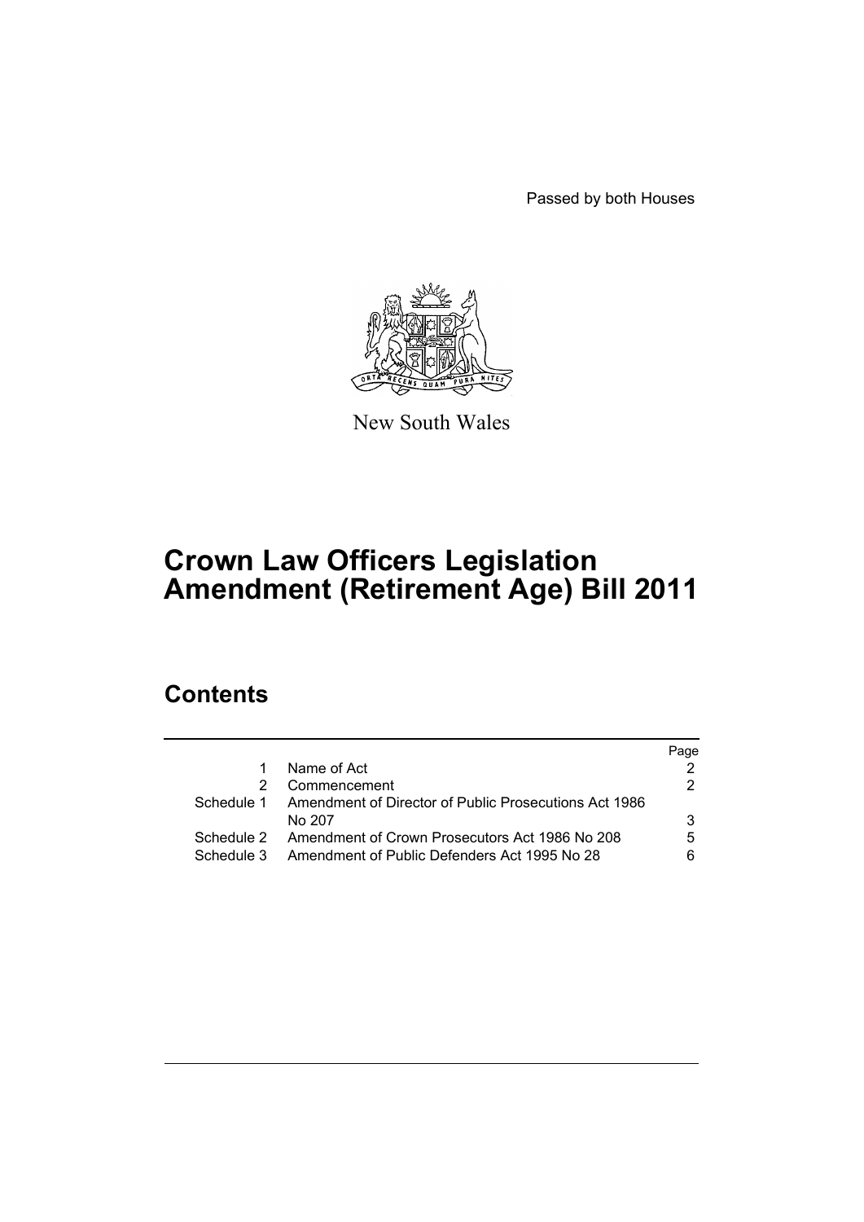Passed by both Houses

New South Wales

# Crown Law Officers Legislation Amendment (Retirement Age) Bill 2011

## Contents

| | | Page |
|---|---|---|
| 1 | Name of Act | 2 |
| 2 | Commencement | 2 |
| Schedule 1 | Amendment of Director of Public Prosecutions Act 1986 No 207 | 3 |
| Schedule 2 | Amendment of Crown Prosecutors Act 1986 No 208 | 5 |
| Schedule 3 | Amendment of Public Defenders Act 1995 No 28 | 6 |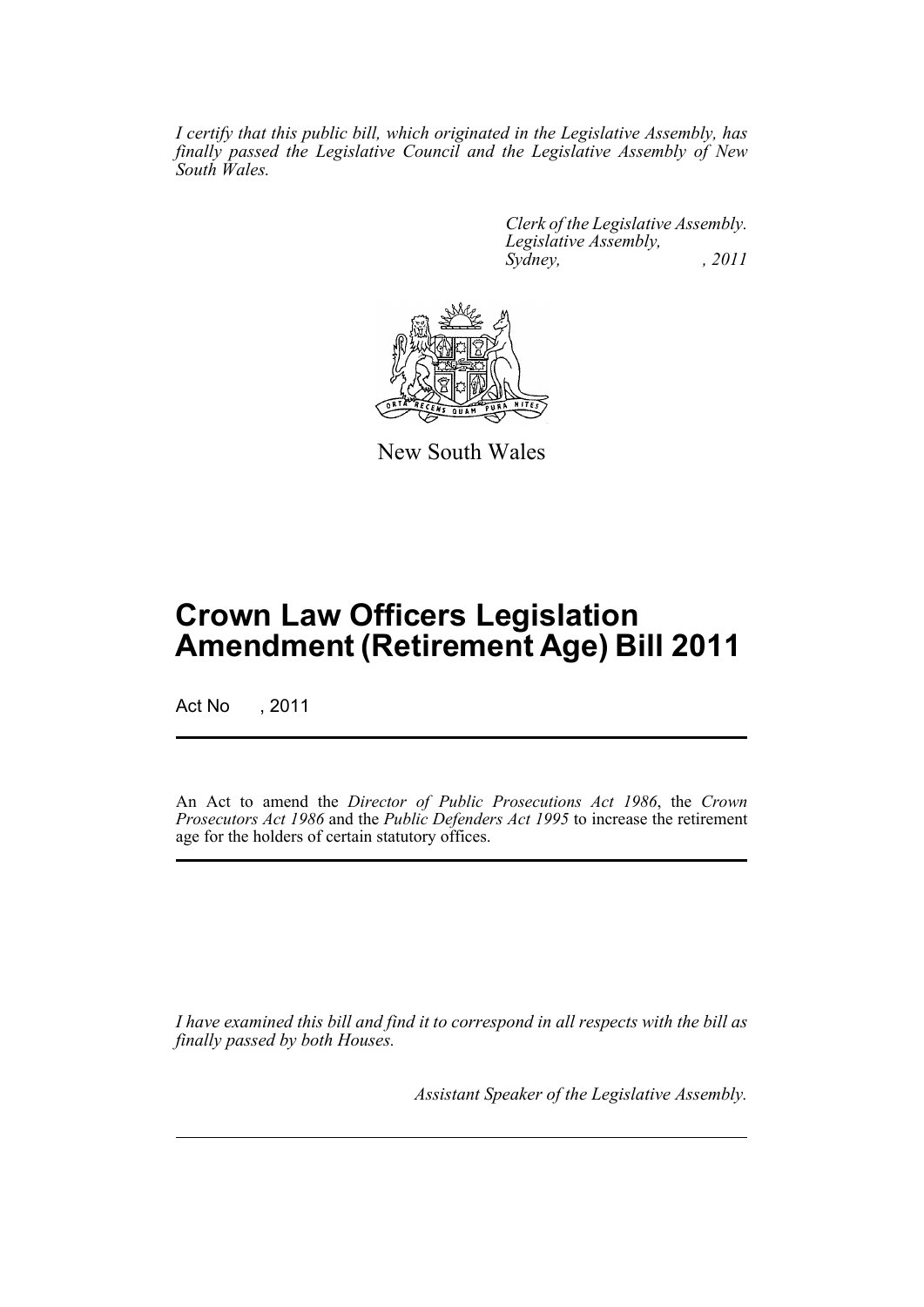*I certify that this public bill, which originated in the Legislative Assembly, has finally passed the Legislative Council and the Legislative Assembly of New South Wales.*

*Clerk of the Legislative Assembly.*
*Legislative Assembly,*
*Sydney, , 2011*

New South Wales

# Crown Law Officers Legislation Amendment (Retirement Age) Bill 2011

Act No , 2011

An Act to amend the *Director of Public Prosecutions Act 1986*, the *Crown Prosecutors Act 1986* and the *Public Defenders Act 1995* to increase the retirement age for the holders of certain statutory offices.

*I have examined this bill and find it to correspond in all respects with the bill as finally passed by both Houses.*

*Assistant Speaker of the Legislative Assembly.*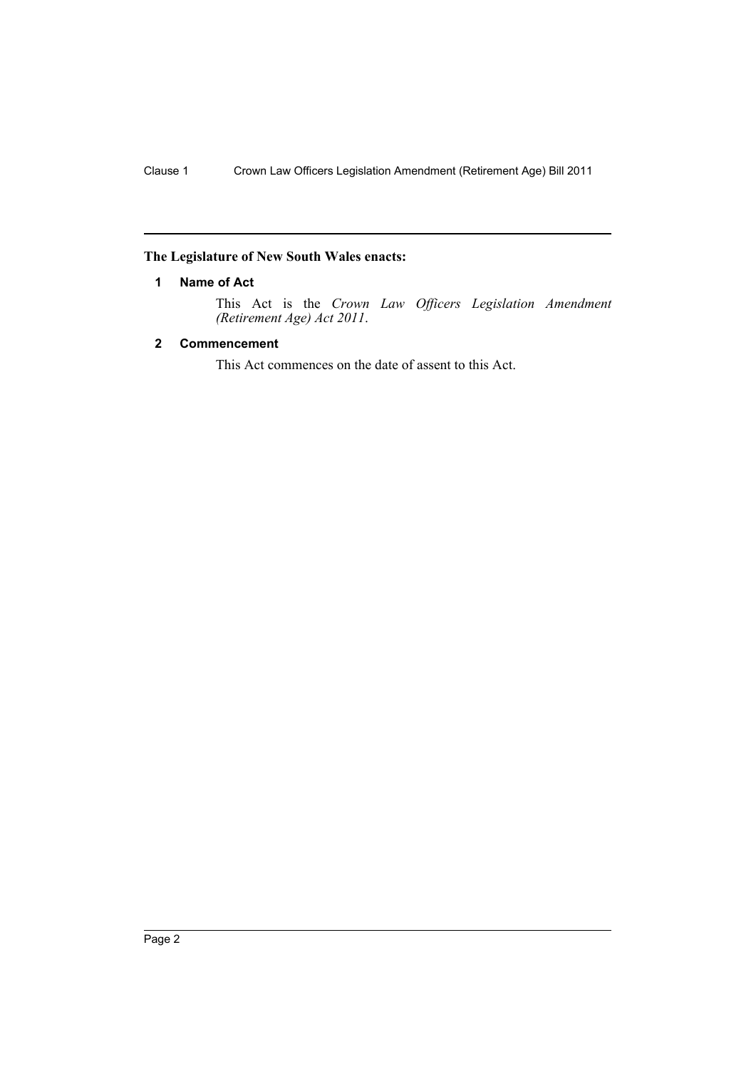**The Legislature of New South Wales enacts:**

### 1 Name of Act

This Act is the *Crown Law Officers Legislation Amendment (Retirement Age) Act 2011*.

### 2 Commencement

This Act commences on the date of assent to this Act.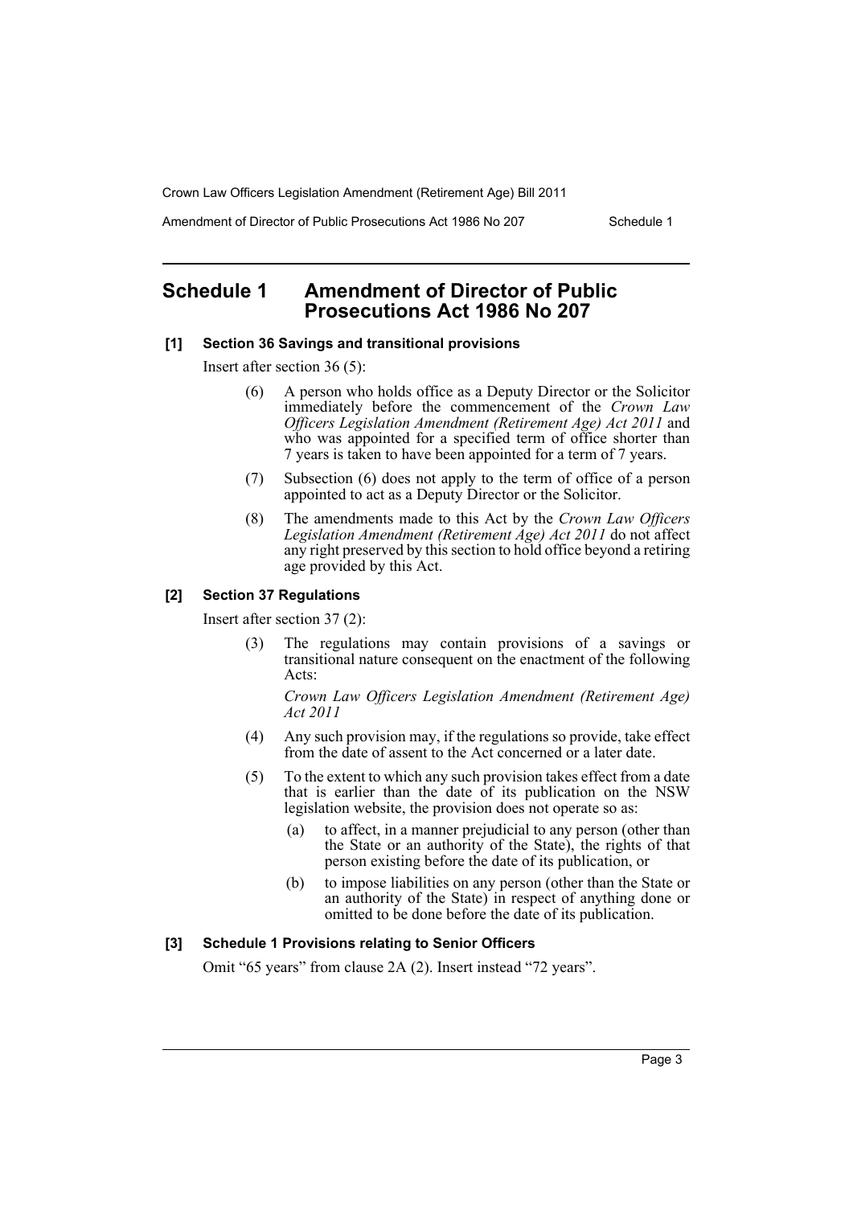# Schedule 1 Amendment of Director of Public Prosecutions Act 1986 No 207

**[1] Section 36 Savings and transitional provisions**

Insert after section 36 (5):

> (6) A person who holds office as a Deputy Director or the Solicitor immediately before the commencement of the *Crown Law Officers Legislation Amendment (Retirement Age) Act 2011* and who was appointed for a specified term of office shorter than 7 years is taken to have been appointed for a term of 7 years.
>
> (7) Subsection (6) does not apply to the term of office of a person appointed to act as a Deputy Director or the Solicitor.
>
> (8) The amendments made to this Act by the *Crown Law Officers Legislation Amendment (Retirement Age) Act 2011* do not affect any right preserved by this section to hold office beyond a retiring age provided by this Act.

**[2] Section 37 Regulations**

Insert after section 37 (2):

> (3) The regulations may contain provisions of a savings or transitional nature consequent on the enactment of the following Acts:
>
> *Crown Law Officers Legislation Amendment (Retirement Age) Act 2011*
>
> (4) Any such provision may, if the regulations so provide, take effect from the date of assent to the Act concerned or a later date.
>
> (5) To the extent to which any such provision takes effect from a date that is earlier than the date of its publication on the NSW legislation website, the provision does not operate so as:
>
> (a) to affect, in a manner prejudicial to any person (other than the State or an authority of the State), the rights of that person existing before the date of its publication, or
>
> (b) to impose liabilities on any person (other than the State or an authority of the State) in respect of anything done or omitted to be done before the date of its publication.

**[3] Schedule 1 Provisions relating to Senior Officers**

Omit "65 years" from clause 2A (2). Insert instead "72 years".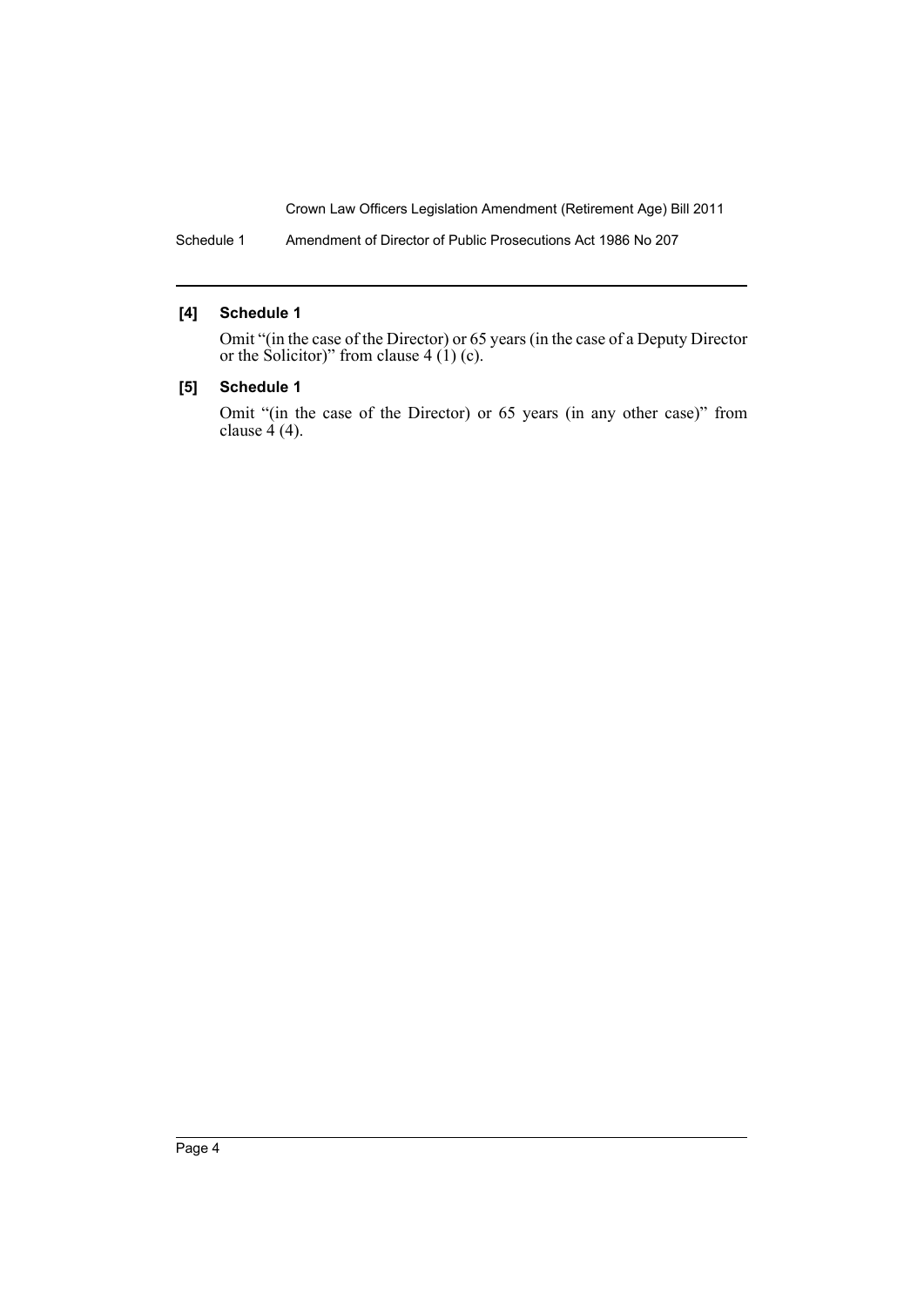**[4] Schedule 1**

Omit "(in the case of the Director) or 65 years (in the case of a Deputy Director or the Solicitor)" from clause 4 (1) (c).

**[5] Schedule 1**

Omit "(in the case of the Director) or 65 years (in any other case)" from clause 4 (4).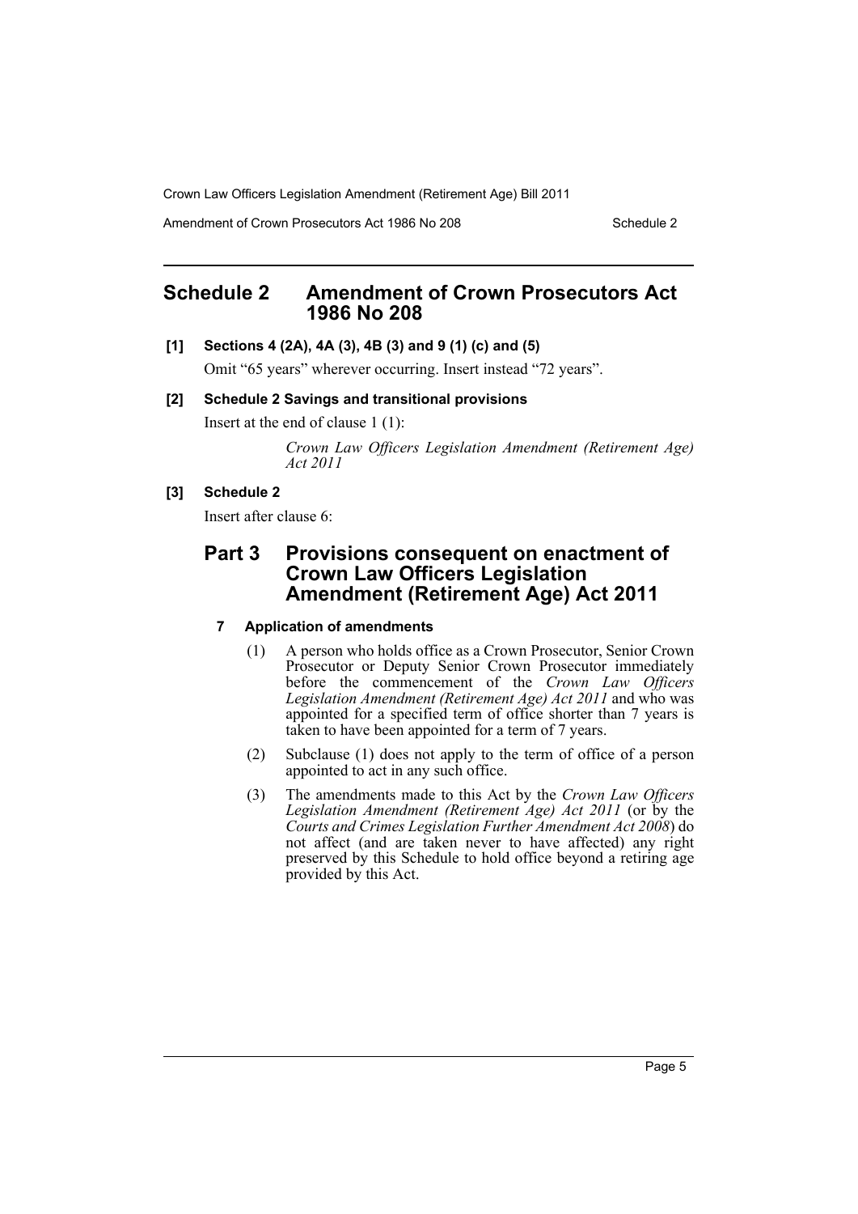## Schedule 2 Amendment of Crown Prosecutors Act 1986 No 208

**[1] Sections 4 (2A), 4A (3), 4B (3) and 9 (1) (c) and (5)**

Omit "65 years" wherever occurring. Insert instead "72 years".

**[2] Schedule 2 Savings and transitional provisions**

Insert at the end of clause 1 (1):

> *Crown Law Officers Legislation Amendment (Retirement Age) Act 2011*

**[3] Schedule 2**

Insert after clause 6:

### Part 3 Provisions consequent on enactment of Crown Law Officers Legislation Amendment (Retirement Age) Act 2011

**7 Application of amendments**

(1) A person who holds office as a Crown Prosecutor, Senior Crown Prosecutor or Deputy Senior Crown Prosecutor immediately before the commencement of the *Crown Law Officers Legislation Amendment (Retirement Age) Act 2011* and who was appointed for a specified term of office shorter than 7 years is taken to have been appointed for a term of 7 years.

(2) Subclause (1) does not apply to the term of office of a person appointed to act in any such office.

(3) The amendments made to this Act by the *Crown Law Officers Legislation Amendment (Retirement Age) Act 2011* (or by the *Courts and Crimes Legislation Further Amendment Act 2008*) do not affect (and are taken never to have affected) any right preserved by this Schedule to hold office beyond a retiring age provided by this Act.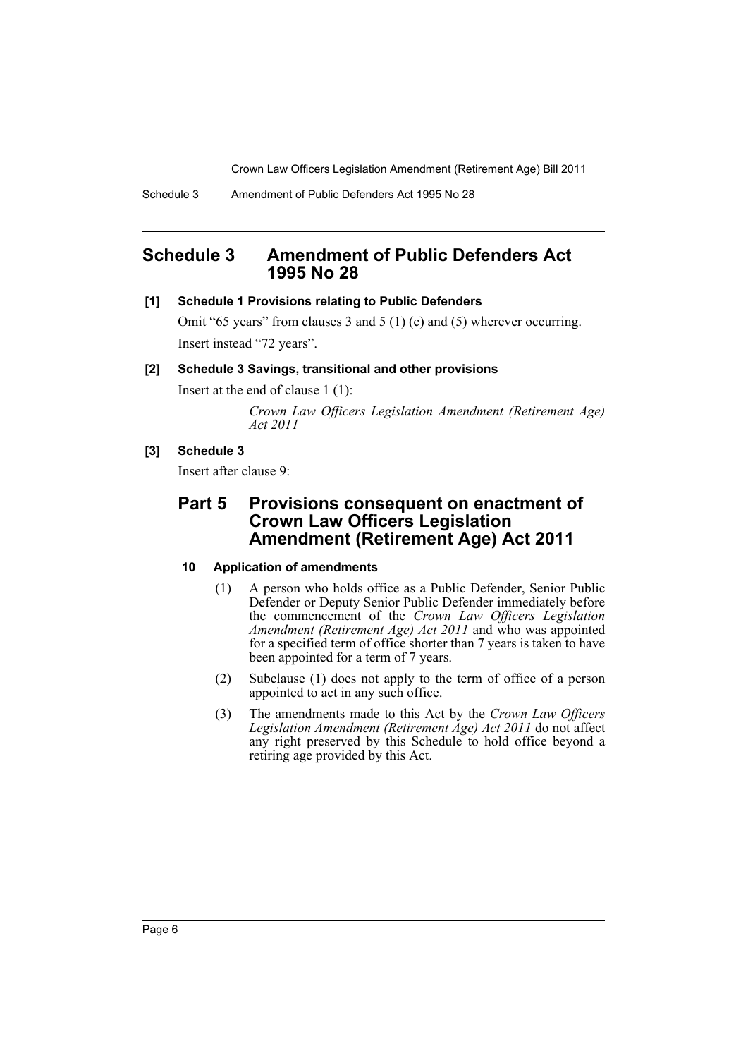## Schedule 3 Amendment of Public Defenders Act 1995 No 28

**[1] Schedule 1 Provisions relating to Public Defenders**

Omit "65 years" from clauses 3 and 5 (1) (c) and (5) wherever occurring.

Insert instead "72 years".

**[2] Schedule 3 Savings, transitional and other provisions**

Insert at the end of clause 1 (1):

*Crown Law Officers Legislation Amendment (Retirement Age) Act 2011*

**[3] Schedule 3**

Insert after clause 9:

### Part 5 Provisions consequent on enactment of Crown Law Officers Legislation Amendment (Retirement Age) Act 2011

**10 Application of amendments**

(1) A person who holds office as a Public Defender, Senior Public Defender or Deputy Senior Public Defender immediately before the commencement of the *Crown Law Officers Legislation Amendment (Retirement Age) Act 2011* and who was appointed for a specified term of office shorter than 7 years is taken to have been appointed for a term of 7 years.

(2) Subclause (1) does not apply to the term of office of a person appointed to act in any such office.

(3) The amendments made to this Act by the *Crown Law Officers Legislation Amendment (Retirement Age) Act 2011* do not affect any right preserved by this Schedule to hold office beyond a retiring age provided by this Act.